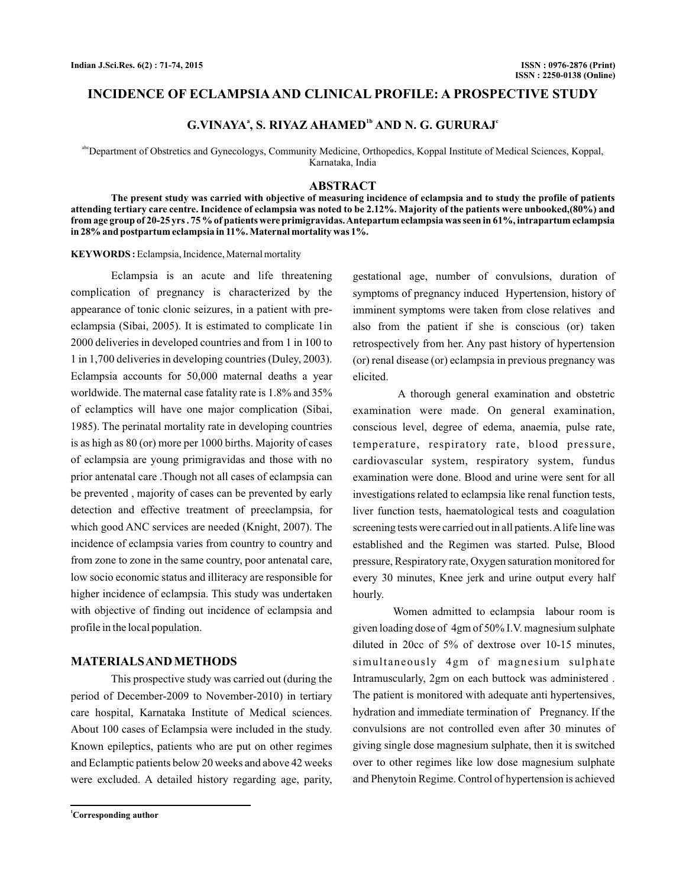# INCIDENCE OF ECLAMPSIA AND CLINICAL PROFILE: A PROSPECTIVE STUDY

**G.VINAYA[a], S. RIYAZ AHAMED[1b] AND N. G. GURURAJ[c]**

[abc]Department of Obstretics and Gynecologys, Community Medicine, Orthopedics, Koppal Institute of Medical Sciences, Koppal, Karnataka, India

## ABSTRACT

**The present study was carried with objective of measuring incidence of eclampsia and to study the profile of patients attending tertiary care centre. Incidence of eclampsia was noted to be 2.12%. Majority of the patients were unbooked,(80%) and from age group of 20-25 yrs . 75 % of patients were primigravidas. Antepartum eclampsia was seen in 61%, intrapartum eclampsia in 28% and postpartum eclampsia in 11%. Maternal mortality was 1%.**

**KEYWORDS :** Eclampsia, Incidence, Maternal mortality

Eclampsia is an acute and life threatening complication of pregnancy is characterized by the appearance of tonic clonic seizures, in a patient with pre-eclampsia (Sibai, 2005). It is estimated to complicate 1in 2000 deliveries in developed countries and from 1 in 100 to 1 in 1,700 deliveries in developing countries (Duley, 2003). Eclampsia accounts for 50,000 maternal deaths a year worldwide. The maternal case fatality rate is 1.8% and 35% of eclamptics will have one major complication (Sibai, 1985). The perinatal mortality rate in developing countries is as high as 80 (or) more per 1000 births. Majority of cases of eclampsia are young primigravidas and those with no prior antenatal care .Though not all cases of eclampsia can be prevented , majority of cases can be prevented by early detection and effective treatment of preeclampsia, for which good ANC services are needed (Knight, 2007). The incidence of eclampsia varies from country to country and from zone to zone in the same country, poor antenatal care, low socio economic status and illiteracy are responsible for higher incidence of eclampsia. This study was undertaken with objective of finding out incidence of eclampsia and profile in the local population.

## MATERIALS AND METHODS

This prospective study was carried out (during the period of December-2009 to November-2010) in tertiary care hospital, Karnataka Institute of Medical sciences. About 100 cases of Eclampsia were included in the study. Known epileptics, patients who are put on other regimes and Eclamptic patients below 20 weeks and above 42 weeks were excluded. A detailed history regarding age, parity, gestational age, number of convulsions, duration of symptoms of pregnancy induced Hypertension, history of imminent symptoms were taken from close relatives and also from the patient if she is conscious (or) taken retrospectively from her. Any past history of hypertension (or) renal disease (or) eclampsia in previous pregnancy was elicited.

A thorough general examination and obstetric examination were made. On general examination, conscious level, degree of edema, anaemia, pulse rate, temperature, respiratory rate, blood pressure, cardiovascular system, respiratory system, fundus examination were done. Blood and urine were sent for all investigations related to eclampsia like renal function tests, liver function tests, haematological tests and coagulation screening tests were carried out in all patients. A life line was established and the Regimen was started. Pulse, Blood pressure, Respiratory rate, Oxygen saturation monitored for every 30 minutes, Knee jerk and urine output every half hourly.

Women admitted to eclampsia labour room is given loading dose of 4gm of 50% I.V. magnesium sulphate diluted in 20cc of 5% of dextrose over 10-15 minutes, simultaneously 4gm of magnesium sulphate Intramuscularly, 2gm on each buttock was administered . The patient is monitored with adequate anti hypertensives, hydration and immediate termination of Pregnancy. If the convulsions are not controlled even after 30 minutes of giving single dose magnesium sulphate, then it is switched over to other regimes like low dose magnesium sulphate and Phenytoin Regime. Control of hypertension is achieved

[1]Corresponding author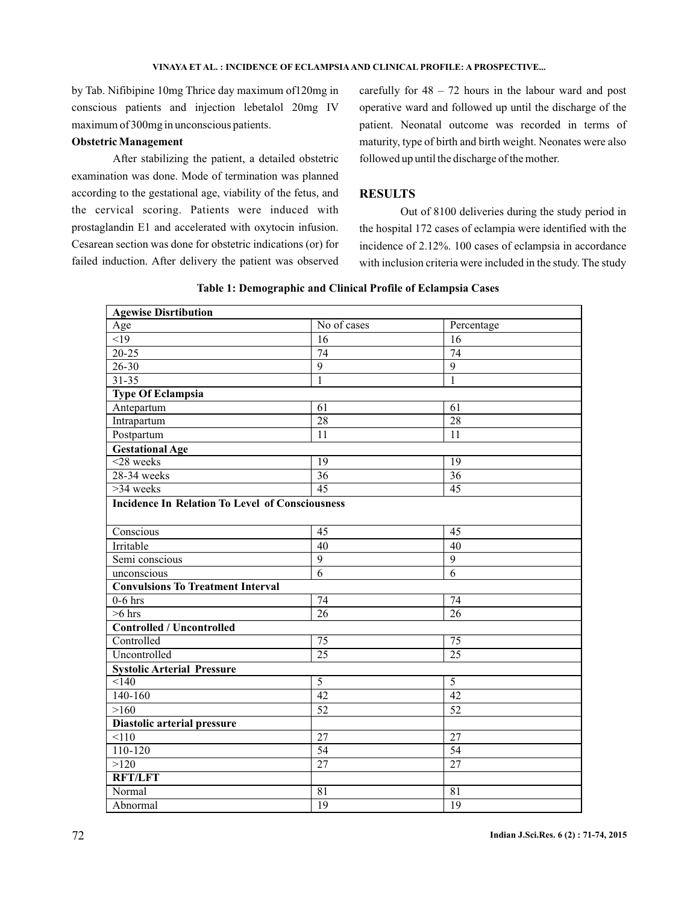by Tab. Nifibipine 10mg Thrice day maximum of120mg in conscious patients and injection lebetalol 20mg IV maximum of 300mg in unconscious patients.

**Obstetric Management**

After stabilizing the patient, a detailed obstetric examination was done. Mode of termination was planned according to the gestational age, viability of the fetus, and the cervical scoring. Patients were induced with prostaglandin E1 and accelerated with oxytocin infusion. Cesarean section was done for obstetric indications (or) for failed induction. After delivery the patient was observed carefully for 48 – 72 hours in the labour ward and post operative ward and followed up until the discharge of the patient. Neonatal outcome was recorded in terms of maturity, type of birth and birth weight. Neonates were also followed up until the discharge of the mother.

## RESULTS

Out of 8100 deliveries during the study period in the hospital 172 cases of eclampia were identified with the incidence of 2.12%. 100 cases of eclampsia in accordance with inclusion criteria were included in the study. The study

**Table 1: Demographic and Clinical Profile of Eclampsia Cases**

| **Agewise Disrtibution** | | |
|---|---|---|
| Age | No of cases | Percentage |
| <19 | 16 | 16 |
| 20-25 | 74 | 74 |
| 26-30 | 9 | 9 |
| 31-35 | 1 | 1 |
| **Type Of Eclampsia** | | |
| Antepartum | 61 | 61 |
| Intrapartum | 28 | 28 |
| Postpartum | 11 | 11 |
| **Gestational Age** | | |
| <28 weeks | 19 | 19 |
| 28-34 weeks | 36 | 36 |
| >34 weeks | 45 | 45 |
| **Incidence In Relation To Level of Consciousness** | | |
| Conscious | 45 | 45 |
| Irritable | 40 | 40 |
| Semi conscious | 9 | 9 |
| unconscious | 6 | 6 |
| **Convulsions To Treatment Interval** | | |
| 0-6 hrs | 74 | 74 |
| >6 hrs | 26 | 26 |
| **Controlled / Uncontrolled** | | |
| Controlled | 75 | 75 |
| Uncontrolled | 25 | 25 |
| **Systolic Arterial Pressure** | | |
| <140 | 5 | 5 |
| 140-160 | 42 | 42 |
| >160 | 52 | 52 |
| **Diastolic arterial pressure** | | |
| <110 | 27 | 27 |
| 110-120 | 54 | 54 |
| >120 | 27 | 27 |
| **RFT/LFT** | | |
| Normal | 81 | 81 |
| Abnormal | 19 | 19 |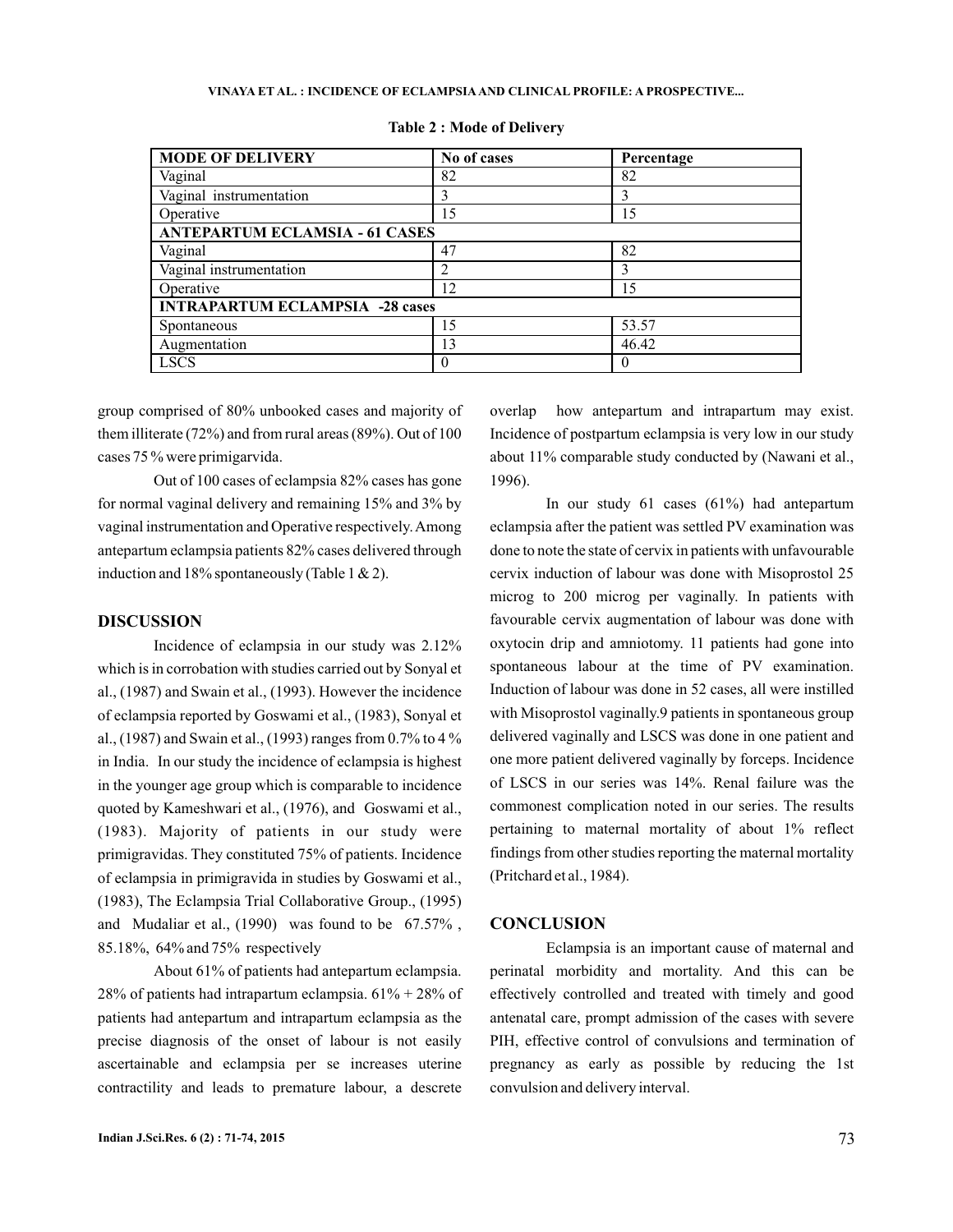**Table 2 : Mode of Delivery**

| MODE OF DELIVERY | No of cases | Percentage |
|---|---|---|
| Vaginal | 82 | 82 |
| Vaginal instrumentation | 3 | 3 |
| Operative | 15 | 15 |
| **ANTEPARTUM ECLAMSIA - 61 CASES** | | |
| Vaginal | 47 | 82 |
| Vaginal instrumentation | 2 | 3 |
| Operative | 12 | 15 |
| **INTRAPARTUM ECLAMPSIA -28 cases** | | |
| Spontaneous | 15 | 53.57 |
| Augmentation | 13 | 46.42 |
| LSCS | 0 | 0 |

group comprised of 80% unbooked cases and majority of them illiterate (72%) and from rural areas (89%). Out of 100 cases 75 % were primigarvida.

Out of 100 cases of eclampsia 82% cases has gone for normal vaginal delivery and remaining 15% and 3% by vaginal instrumentation and Operative respectively. Among antepartum eclampsia patients 82% cases delivered through induction and 18% spontaneously (Table 1 & 2).

## DISCUSSION

Incidence of eclampsia in our study was 2.12% which is in corroboration with studies carried out by Sonyal et al., (1987) and Swain et al., (1993). However the incidence of eclampsia reported by Goswami et al., (1983), Sonyal et al., (1987) and Swain et al., (1993) ranges from 0.7% to 4 % in India. In our study the incidence of eclampsia is highest in the younger age group which is comparable to incidence quoted by Kameshwari et al., (1976), and Goswami et al., (1983). Majority of patients in our study were primigravidas. They constituted 75% of patients. Incidence of eclampsia in primigravida in studies by Goswami et al., (1983), The Eclampsia Trial Collaborative Group., (1995) and Mudaliar et al., (1990) was found to be 67.57% , 85.18%, 64% and 75% respectively

About 61% of patients had antepartum eclampsia. 28% of patients had intrapartum eclampsia. 61% + 28% of patients had antepartum and intrapartum eclampsia as the precise diagnosis of the onset of labour is not easily ascertainable and eclampsia per se increases uterine contractility and leads to premature labour, a descrete overlap how antepartum and intrapartum may exist. Incidence of postpartum eclampsia is very low in our study about 11% comparable study conducted by (Nawani et al., 1996).

In our study 61 cases (61%) had antepartum eclampsia after the patient was settled PV examination was done to note the state of cervix in patients with unfavourable cervix induction of labour was done with Misoprostol 25 microg to 200 microg per vaginally. In patients with favourable cervix augmentation of labour was done with oxytocin drip and amniotomy. 11 patients had gone into spontaneous labour at the time of PV examination. Induction of labour was done in 52 cases, all were instilled with Misoprostol vaginally.9 patients in spontaneous group delivered vaginally and LSCS was done in one patient and one more patient delivered vaginally by forceps. Incidence of LSCS in our series was 14%. Renal failure was the commonest complication noted in our series. The results pertaining to maternal mortality of about 1% reflect findings from other studies reporting the maternal mortality (Pritchard et al., 1984).

## CONCLUSION

Eclampsia is an important cause of maternal and perinatal morbidity and mortality. And this can be effectively controlled and treated with timely and good antenatal care, prompt admission of the cases with severe PIH, effective control of convulsions and termination of pregnancy as early as possible by reducing the 1st convulsion and delivery interval.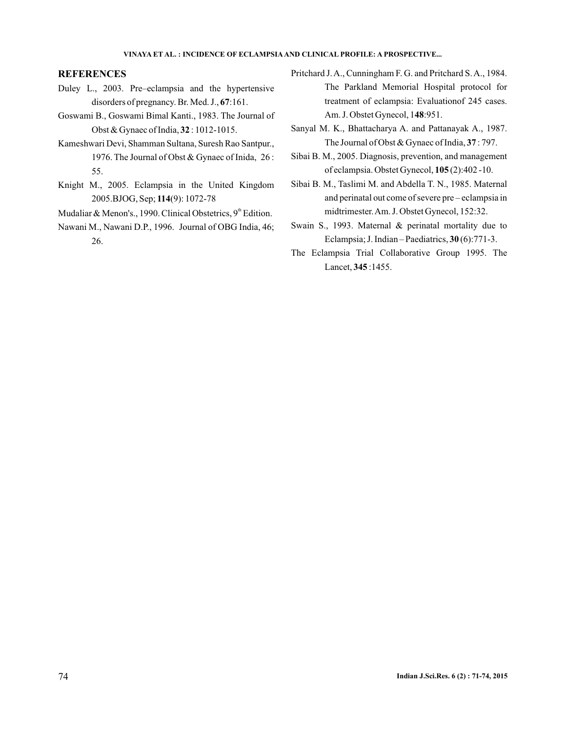## REFERENCES

Duley L., 2003. Pre–eclampsia and the hypertensive disorders of pregnancy. Br. Med. J., **67**:161.

Goswami B., Goswami Bimal Kanti., 1983. The Journal of Obst & Gynaec of India, **32** : 1012-1015.

Kameshwari Devi, Shamman Sultana, Suresh Rao Santpur., 1976. The Journal of Obst & Gynaec of Inida, 26 : 55.

Knight M., 2005. Eclampsia in the United Kingdom 2005.BJOG, Sep; **114**(9): 1072-78

Mudaliar & Menon's., 1990. Clinical Obstetrics, 9th Edition.

Nawani M., Nawani D.P., 1996. Journal of OBG India, 46; 26.

Pritchard J. A., Cunningham F. G. and Pritchard S. A., 1984. The Parkland Memorial Hospital protocol for treatment of eclampsia: Evaluationof 245 cases. Am. J. Obstet Gynecol, 1**48**:951.

Sanyal M. K., Bhattacharya A. and Pattanayak A., 1987. The Journal of Obst & Gynaec of India, **37** : 797.

Sibai B. M., 2005. Diagnosis, prevention, and management of eclampsia. Obstet Gynecol, **105** (2):402 -10.

Sibai B. M., Taslimi M. and Abdella T. N., 1985. Maternal and perinatal out come of severe pre – eclampsia in midtrimester. Am. J. Obstet Gynecol, 152:32.

Swain S., 1993. Maternal & perinatal mortality due to Eclampsia; J. Indian – Paediatrics, **30** (6):771-3.

The Eclampsia Trial Collaborative Group 1995. The Lancet, **345** :1455.